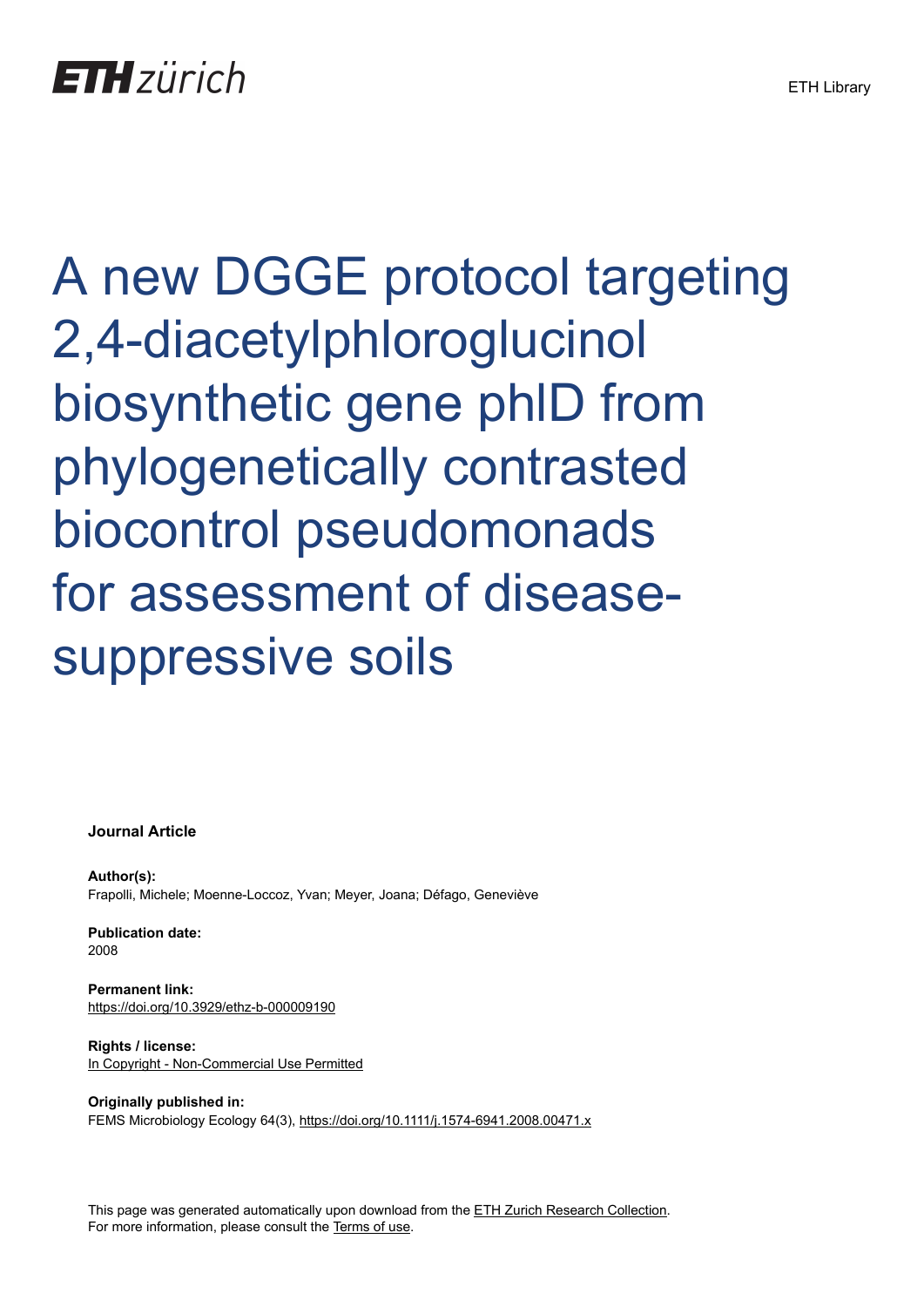ETH Library

# A new DGGE protocol targeting 2,4-diacetylphloroglucinol biosynthetic gene phlD from phylogenetically contrasted biocontrol pseudomonads for assessment of disease-suppressive soils

**Journal Article**

**Author(s):**
Frapolli, Michele; Moenne-Loccoz, Yvan; Meyer, Joana; Défago, Geneviève

**Publication date:**
2008

**Permanent link:**
https://doi.org/10.3929/ethz-b-000009190

**Rights / license:**
In Copyright - Non-Commercial Use Permitted

**Originally published in:**
FEMS Microbiology Ecology 64(3), https://doi.org/10.1111/j.1574-6941.2008.00471.x

This page was generated automatically upon download from the ETH Zurich Research Collection.
For more information, please consult the Terms of use.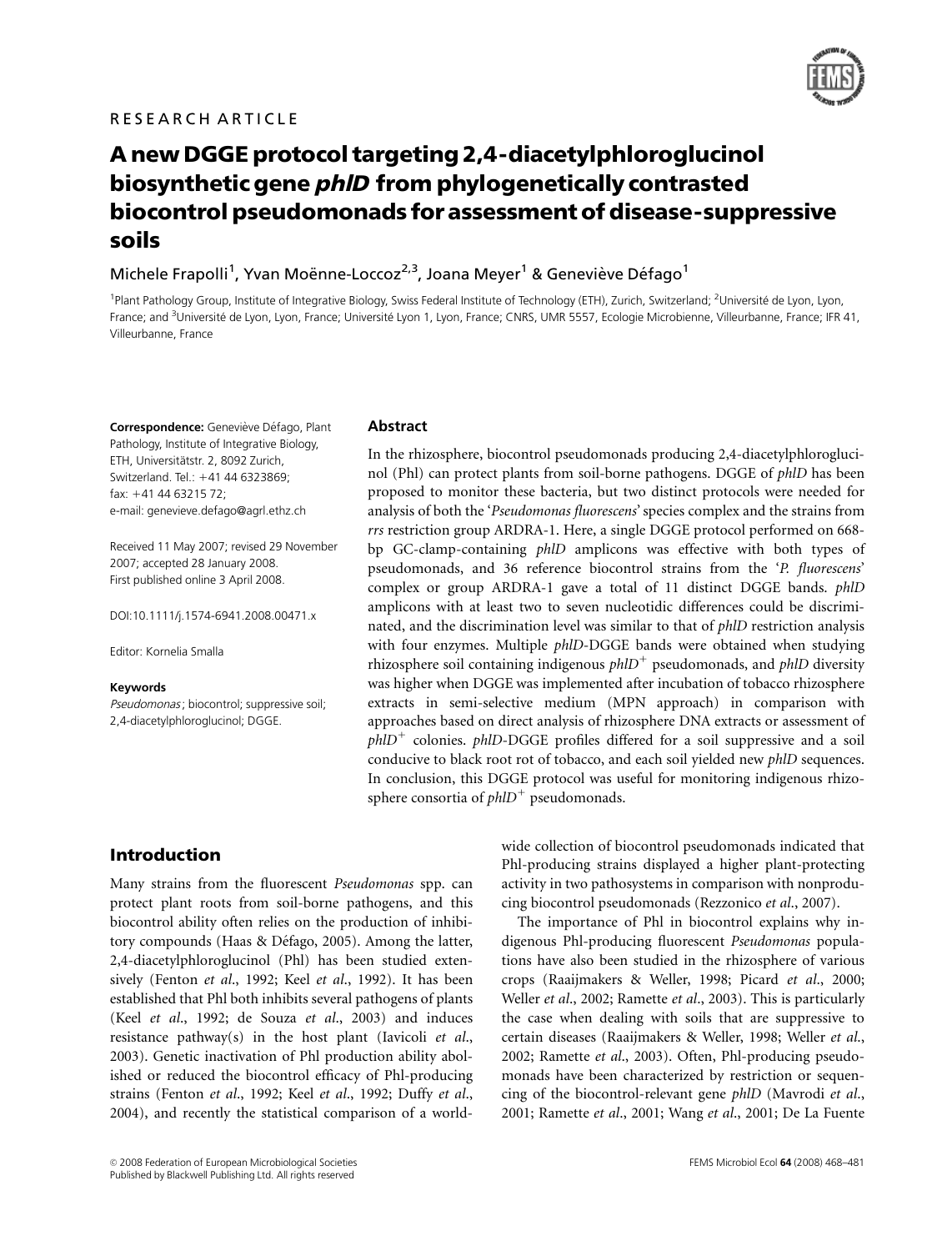RESEARCH ARTICLE

# A new DGGE protocol targeting 2,4-diacetylphloroglucinol biosynthetic gene *phlD* from phylogenetically contrasted biocontrol pseudomonads for assessment of disease-suppressive soils

Michele Frapolli[1], Yvan Moënne-Loccoz[2,3], Joana Meyer[1] & Geneviève Défago[1]

[1]Plant Pathology Group, Institute of Integrative Biology, Swiss Federal Institute of Technology (ETH), Zurich, Switzerland; [2]Université de Lyon, Lyon, France; and [3]Université de Lyon, Lyon, France; Université Lyon 1, Lyon, France; CNRS, UMR 5557, Ecologie Microbienne, Villeurbanne, France; IFR 41, Villeurbanne, France

**Correspondence:** Geneviève Défago, Plant Pathology, Institute of Integrative Biology, ETH, Universitätstr. 2, 8092 Zurich, Switzerland. Tel.: +41 44 6323869; fax: +41 44 63215 72; e-mail: genevieve.defago@agrl.ethz.ch

Received 11 May 2007; revised 29 November 2007; accepted 28 January 2008. First published online 3 April 2008.

DOI:10.1111/j.1574-6941.2008.00471.x

Editor: Kornelia Smalla

**Keywords**

*Pseudomonas*; biocontrol; suppressive soil; 2,4-diacetylphloroglucinol; DGGE.

## Abstract

In the rhizosphere, biocontrol pseudomonads producing 2,4-diacetylphloroglucinol (Phl) can protect plants from soil-borne pathogens. DGGE of *phlD* has been proposed to monitor these bacteria, but two distinct protocols were needed for analysis of both the '*Pseudomonas fluorescens*' species complex and the strains from *rrs* restriction group ARDRA-1. Here, a single DGGE protocol performed on 668-bp GC-clamp-containing *phlD* amplicons was effective with both types of pseudomonads, and 36 reference biocontrol strains from the '*P. fluorescens*' complex or group ARDRA-1 gave a total of 11 distinct DGGE bands. *phlD* amplicons with at least two to seven nucleotidic differences could be discriminated, and the discrimination level was similar to that of *phlD* restriction analysis with four enzymes. Multiple *phlD*-DGGE bands were obtained when studying rhizosphere soil containing indigenous *phlD*$^+$ pseudomonads, and *phlD* diversity was higher when DGGE was implemented after incubation of tobacco rhizosphere extracts in semi-selective medium (MPN approach) in comparison with approaches based on direct analysis of rhizosphere DNA extracts or assessment of *phlD*$^+$ colonies. *phlD*-DGGE profiles differed for a soil suppressive and a soil conducive to black root rot of tobacco, and each soil yielded new *phlD* sequences. In conclusion, this DGGE protocol was useful for monitoring indigenous rhizosphere consortia of *phlD*$^+$ pseudomonads.

## Introduction

Many strains from the fluorescent *Pseudomonas* spp. can protect plant roots from soil-borne pathogens, and this biocontrol ability often relies on the production of inhibitory compounds (Haas & Défago, 2005). Among the latter, 2,4-diacetylphloroglucinol (Phl) has been studied extensively (Fenton *et al*., 1992; Keel *et al*., 1992). It has been established that Phl both inhibits several pathogens of plants (Keel *et al*., 1992; de Souza *et al*., 2003) and induces resistance pathway(s) in the host plant (Iavicoli *et al*., 2003). Genetic inactivation of Phl production ability abolished or reduced the biocontrol efficacy of Phl-producing strains (Fenton *et al*., 1992; Keel *et al*., 1992; Duffy *et al*., 2004), and recently the statistical comparison of a world-wide collection of biocontrol pseudomonads indicated that Phl-producing strains displayed a higher plant-protecting activity in two pathosystems in comparison with nonproducing biocontrol pseudomonads (Rezzonico *et al*., 2007).

The importance of Phl in biocontrol explains why indigenous Phl-producing fluorescent *Pseudomonas* populations have also been studied in the rhizosphere of various crops (Raaijmakers & Weller, 1998; Picard *et al*., 2000; Weller *et al*., 2002; Ramette *et al*., 2003). This is particularly the case when dealing with soils that are suppressive to certain diseases (Raaijmakers & Weller, 1998; Weller *et al*., 2002; Ramette *et al*., 2003). Often, Phl-producing pseudomonads have been characterized by restriction or sequencing of the biocontrol-relevant gene *phlD* (Mavrodi *et al*., 2001; Ramette *et al*., 2001; Wang *et al*., 2001; De La Fuente

© 2008 Federation of European Microbiological Societies
Published by Blackwell Publishing Ltd. All rights reserved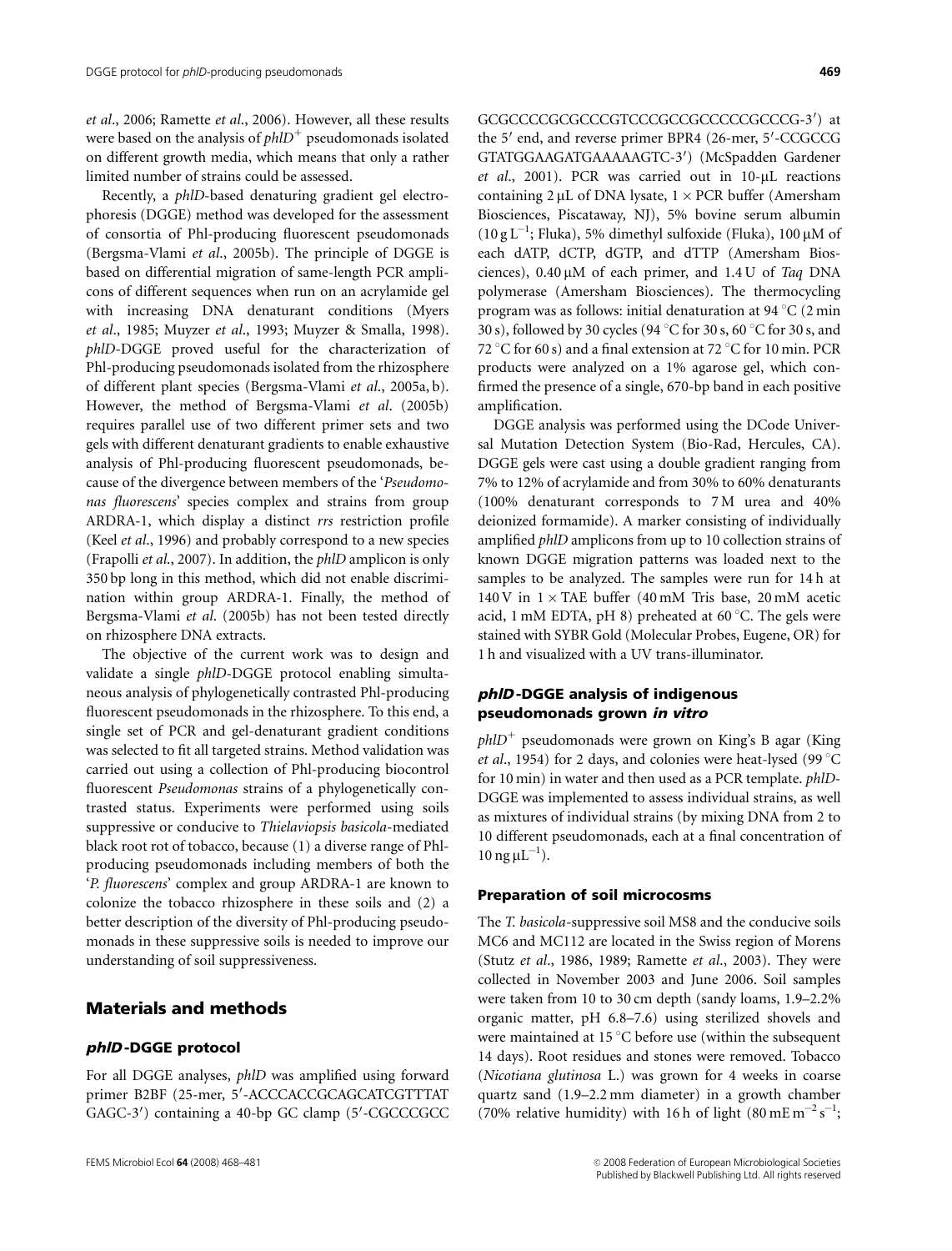*et al*., 2006; Ramette *et al*., 2006). However, all these results were based on the analysis of $phlD^+$ pseudomonads isolated on different growth media, which means that only a rather limited number of strains could be assessed.

Recently, a *phlD*-based denaturing gradient gel electrophoresis (DGGE) method was developed for the assessment of consortia of Phl-producing fluorescent pseudomonads (Bergsma-Vlami *et al*., 2005b). The principle of DGGE is based on differential migration of same-length PCR amplicons of different sequences when run on an acrylamide gel with increasing DNA denaturant conditions (Myers *et al*., 1985; Muyzer *et al*., 1993; Muyzer & Smalla, 1998). *phlD*-DGGE proved useful for the characterization of Phl-producing pseudomonads isolated from the rhizosphere of different plant species (Bergsma-Vlami *et al*., 2005a, b). However, the method of Bergsma-Vlami *et al*. (2005b) requires parallel use of two different primer sets and two gels with different denaturant gradients to enable exhaustive analysis of Phl-producing fluorescent pseudomonads, because of the divergence between members of the '*Pseudomonas fluorescens*' species complex and strains from group ARDRA-1, which display a distinct *rrs* restriction profile (Keel *et al*., 1996) and probably correspond to a new species (Frapolli *et al*., 2007). In addition, the *phlD* amplicon is only 350 bp long in this method, which did not enable discrimination within group ARDRA-1. Finally, the method of Bergsma-Vlami *et al*. (2005b) has not been tested directly on rhizosphere DNA extracts.

The objective of the current work was to design and validate a single *phlD*-DGGE protocol enabling simultaneous analysis of phylogenetically contrasted Phl-producing fluorescent pseudomonads in the rhizosphere. To this end, a single set of PCR and gel-denaturant gradient conditions was selected to fit all targeted strains. Method validation was carried out using a collection of Phl-producing biocontrol fluorescent *Pseudomonas* strains of a phylogenetically contrasted status. Experiments were performed using soils suppressive or conducive to *Thielaviopsis basicola*-mediated black root rot of tobacco, because (1) a diverse range of Phl-producing pseudomonads including members of both the '*P. fluorescens*' complex and group ARDRA-1 are known to colonize the tobacco rhizosphere in these soils and (2) a better description of the diversity of Phl-producing pseudomonads in these suppressive soils is needed to improve our understanding of soil suppressiveness.

## Materials and methods

### *phlD*-DGGE protocol

For all DGGE analyses, *phlD* was amplified using forward primer B2BF (25-mer, 5′-ACCCACCGCAGCATCGTTTATGAGC-3′) containing a 40-bp GC clamp (5′-CGCCCGCCGCGCCCCGCGCCCGTCCCGCCGCCCCCGCCCG-3′) at the 5′ end, and reverse primer BPR4 (26-mer, 5′-CCGCCGGTATGGAAGATGAAAAAGTC-3′) (McSpadden Gardener *et al*., 2001). PCR was carried out in 10-μL reactions containing 2 μL of DNA lysate, 1 × PCR buffer (Amersham Biosciences, Piscataway, NJ), 5% bovine serum albumin ($10\ g\ L^{-1}$; Fluka), 5% dimethyl sulfoxide (Fluka), 100 μM of each dATP, dCTP, dGTP, and dTTP (Amersham Biosciences), 0.40 μM of each primer, and 1.4 U of *Taq* DNA polymerase (Amersham Biosciences). The thermocycling program was as follows: initial denaturation at 94 °C (2 min 30 s), followed by 30 cycles (94 °C for 30 s, 60 °C for 30 s, and 72 °C for 60 s) and a final extension at 72 °C for 10 min. PCR products were analyzed on a 1% agarose gel, which confirmed the presence of a single, 670-bp band in each positive amplification.

DGGE analysis was performed using the DCode Universal Mutation Detection System (Bio-Rad, Hercules, CA). DGGE gels were cast using a double gradient ranging from 7% to 12% of acrylamide and from 30% to 60% denaturants (100% denaturant corresponds to 7 M urea and 40% deionized formamide). A marker consisting of individually amplified *phlD* amplicons from up to 10 collection strains of known DGGE migration patterns was loaded next to the samples to be analyzed. The samples were run for 14 h at 140 V in 1 × TAE buffer (40 mM Tris base, 20 mM acetic acid, 1 mM EDTA, pH 8) preheated at 60 °C. The gels were stained with SYBR Gold (Molecular Probes, Eugene, OR) for 1 h and visualized with a UV trans-illuminator.

### *phlD*-DGGE analysis of indigenous pseudomonads grown *in vitro*

$phlD^+$ pseudomonads were grown on King's B agar (King *et al*., 1954) for 2 days, and colonies were heat-lysed (99 °C for 10 min) in water and then used as a PCR template. *phlD*-DGGE was implemented to assess individual strains, as well as mixtures of individual strains (by mixing DNA from 2 to 10 different pseudomonads, each at a final concentration of $10\ ng\ \mu L^{-1}$).

### Preparation of soil microcosms

The *T. basicola*-suppressive soil MS8 and the conducive soils MC6 and MC112 are located in the Swiss region of Morens (Stutz *et al*., 1986, 1989; Ramette *et al*., 2003). They were collected in November 2003 and June 2006. Soil samples were taken from 10 to 30 cm depth (sandy loams, 1.9–2.2% organic matter, pH 6.8–7.6) using sterilized shovels and were maintained at 15 °C before use (within the subsequent 14 days). Root residues and stones were removed. Tobacco (*Nicotiana glutinosa* L.) was grown for 4 weeks in coarse quartz sand (1.9–2.2 mm diameter) in a growth chamber (70% relative humidity) with 16 h of light ($80\ mE\ m^{-2}\ s^{-1}$;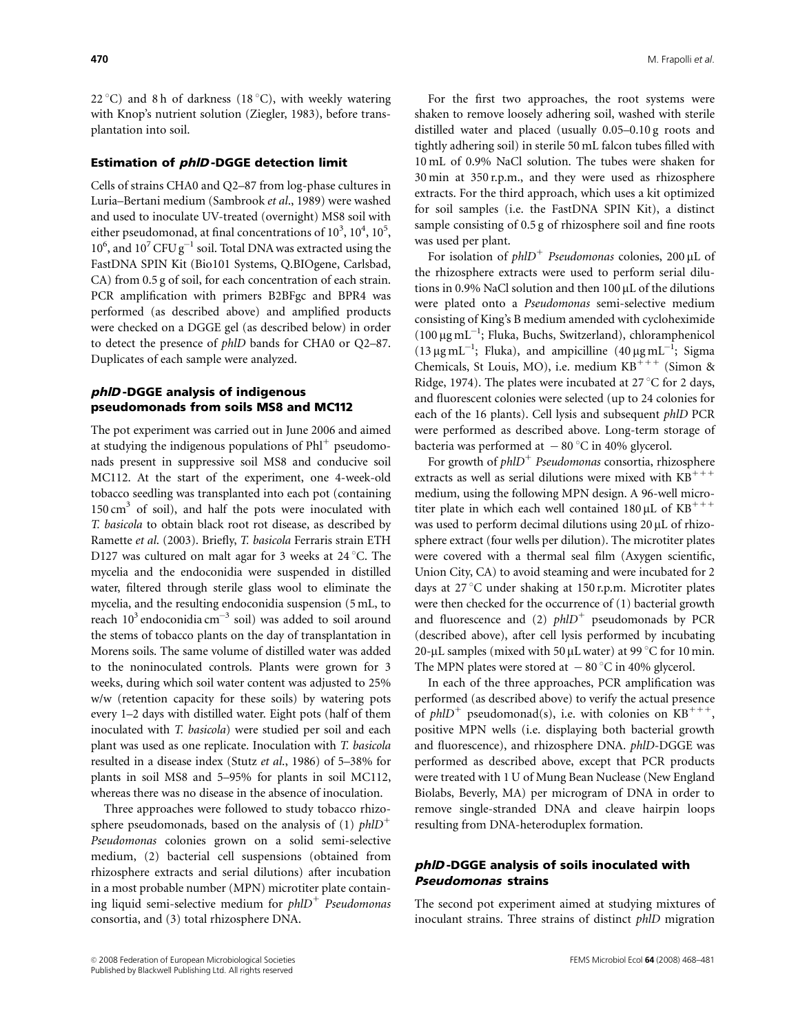22 °C) and 8 h of darkness (18 °C), with weekly watering with Knop's nutrient solution (Ziegler, 1983), before transplantation into soil.

### Estimation of *phlD*-DGGE detection limit

Cells of strains CHA0 and Q2–87 from log-phase cultures in Luria–Bertani medium (Sambrook *et al*., 1989) were washed and used to inoculate UV-treated (overnight) MS8 soil with either pseudomonad, at final concentrations of $10^3$, $10^4$, $10^5$, $10^6$, and $10^7$ CFU $g^{-1}$ soil. Total DNA was extracted using the FastDNA SPIN Kit (Bio101 Systems, Q.BIOgene, Carlsbad, CA) from 0.5 g of soil, for each concentration of each strain. PCR amplification with primers B2BFgc and BPR4 was performed (as described above) and amplified products were checked on a DGGE gel (as described below) in order to detect the presence of *phlD* bands for CHA0 or Q2–87. Duplicates of each sample were analyzed.

### *phlD*-DGGE analysis of indigenous pseudomonads from soils MS8 and MC112

The pot experiment was carried out in June 2006 and aimed at studying the indigenous populations of $Phl^+$ pseudomonads present in suppressive soil MS8 and conducive soil MC112. At the start of the experiment, one 4-week-old tobacco seedling was transplanted into each pot (containing 150 $cm^3$ of soil), and half the pots were inoculated with *T. basicola* to obtain black root rot disease, as described by Ramette *et al*. (2003). Briefly, *T. basicola* Ferraris strain ETH D127 was cultured on malt agar for 3 weeks at 24 °C. The mycelia and the endoconidia were suspended in distilled water, filtered through sterile glass wool to eliminate the mycelia, and the resulting endoconidia suspension (5 mL, to reach $10^3$ endoconidia $cm^{-3}$ soil) was added to soil around the stems of tobacco plants on the day of transplantation in Morens soils. The same volume of distilled water was added to the noninoculated controls. Plants were grown for 3 weeks, during which soil water content was adjusted to 25% w/w (retention capacity for these soils) by watering pots every 1–2 days with distilled water. Eight pots (half of them inoculated with *T. basicola*) were studied per soil and each plant was used as one replicate. Inoculation with *T. basicola* resulted in a disease index (Stutz *et al*., 1986) of 5–38% for plants in soil MS8 and 5–95% for plants in soil MC112, whereas there was no disease in the absence of inoculation.

Three approaches were followed to study tobacco rhizosphere pseudomonads, based on the analysis of (1) $phlD^+$ *Pseudomonas* colonies grown on a solid semi-selective medium, (2) bacterial cell suspensions (obtained from rhizosphere extracts and serial dilutions) after incubation in a most probable number (MPN) microtiter plate containing liquid semi-selective medium for $phlD^+$ *Pseudomonas* consortia, and (3) total rhizosphere DNA.

For the first two approaches, the root systems were shaken to remove loosely adhering soil, washed with sterile distilled water and placed (usually 0.05–0.10 g roots and tightly adhering soil) in sterile 50 mL falcon tubes filled with 10 mL of 0.9% NaCl solution. The tubes were shaken for 30 min at 350 r.p.m., and they were used as rhizosphere extracts. For the third approach, which uses a kit optimized for soil samples (i.e. the FastDNA SPIN Kit), a distinct sample consisting of 0.5 g of rhizosphere soil and fine roots was used per plant.

For isolation of $phlD^+$ *Pseudomonas* colonies, 200 μL of the rhizosphere extracts were used to perform serial dilutions in 0.9% NaCl solution and then 100 μL of the dilutions were plated onto a *Pseudomonas* semi-selective medium consisting of King's B medium amended with cycloheximide (100 μg $mL^{-1}$; Fluka, Buchs, Switzerland), chloramphenicol (13 μg $mL^{-1}$; Fluka), and ampicilline (40 μg $mL^{-1}$; Sigma Chemicals, St Louis, MO), i.e. medium $KB^{+++}$ (Simon & Ridge, 1974). The plates were incubated at 27 °C for 2 days, and fluorescent colonies were selected (up to 24 colonies for each of the 16 plants). Cell lysis and subsequent *phlD* PCR were performed as described above. Long-term storage of bacteria was performed at −80 °C in 40% glycerol.

For growth of $phlD^+$ *Pseudomonas* consortia, rhizosphere extracts as well as serial dilutions were mixed with $KB^{+++}$ medium, using the following MPN design. A 96-well microtiter plate in which each well contained 180 μL of $KB^{+++}$ was used to perform decimal dilutions using 20 μL of rhizosphere extract (four wells per dilution). The microtiter plates were covered with a thermal seal film (Axygen scientific, Union City, CA) to avoid steaming and were incubated for 2 days at 27 °C under shaking at 150 r.p.m. Microtiter plates were then checked for the occurrence of (1) bacterial growth and fluorescence and (2) $phlD^+$ pseudomonads by PCR (described above), after cell lysis performed by incubating 20-μL samples (mixed with 50 μL water) at 99 °C for 10 min. The MPN plates were stored at −80 °C in 40% glycerol.

In each of the three approaches, PCR amplification was performed (as described above) to verify the actual presence of $phlD^+$ pseudomonad(s), i.e. with colonies on $KB^{+++}$, positive MPN wells (i.e. displaying both bacterial growth and fluorescence), and rhizosphere DNA. *phlD*-DGGE was performed as described above, except that PCR products were treated with 1 U of Mung Bean Nuclease (New England Biolabs, Beverly, MA) per microgram of DNA in order to remove single-stranded DNA and cleave hairpin loops resulting from DNA-heteroduplex formation.

### *phlD*-DGGE analysis of soils inoculated with *Pseudomonas* strains

The second pot experiment aimed at studying mixtures of inoculant strains. Three strains of distinct *phlD* migration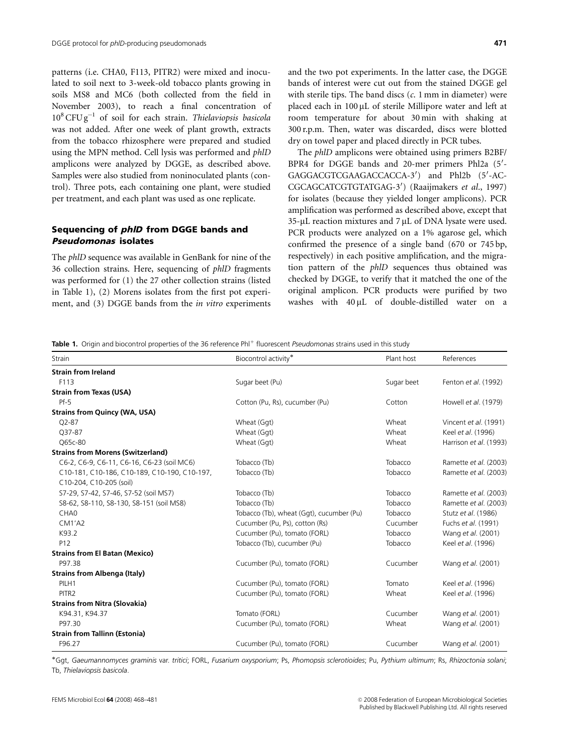patterns (i.e. CHA0, F113, PITR2) were mixed and inoculated to soil next to 3-week-old tobacco plants growing in soils MS8 and MC6 (both collected from the field in November 2003), to reach a final concentration of $10^8$ CFU $g^{-1}$ of soil for each strain. *Thielaviopsis basicola* was not added. After one week of plant growth, extracts from the tobacco rhizosphere were prepared and studied using the MPN method. Cell lysis was performed and *phlD* amplicons were analyzed by DGGE, as described above. Samples were also studied from noninoculated plants (control). Three pots, each containing one plant, were studied per treatment, and each plant was used as one replicate.

### Sequencing of *phlD* from DGGE bands and *Pseudomonas* isolates

The *phlD* sequence was available in GenBank for nine of the 36 collection strains. Here, sequencing of *phlD* fragments was performed for (1) the 27 other collection strains (listed in Table 1), (2) Morens isolates from the first pot experiment, and (3) DGGE bands from the *in vitro* experiments and the two pot experiments. In the latter case, the DGGE bands of interest were cut out from the stained DGGE gel with sterile tips. The band discs (*c*. 1 mm in diameter) were placed each in 100 μL of sterile Millipore water and left at room temperature for about 30 min with shaking at 300 r.p.m. Then, water was discarded, discs were blotted dry on towel paper and placed directly in PCR tubes.

The *phlD* amplicons were obtained using primers B2BF/BPR4 for DGGE bands and 20-mer primers Phl2a (5′-GAGGACGTCGAAGACCACCA-3′) and Phl2b (5′-ACCGCAGCATCGTGTATGAG-3′) (Raaijmakers *et al*., 1997) for isolates (because they yielded longer amplicons). PCR amplification was performed as described above, except that 35-μL reaction mixtures and 7 μL of DNA lysate were used. PCR products were analyzed on a 1% agarose gel, which confirmed the presence of a single band (670 or 745 bp, respectively) in each positive amplification, and the migration pattern of the *phlD* sequences thus obtained was checked by DGGE, to verify that it matched the one of the original amplicon. PCR products were purified by two washes with 40 μL of double-distilled water on a

**Table 1.** Origin and biocontrol properties of the 36 reference Phl$^+$ fluorescent *Pseudomonas* strains used in this study

| Strain | Biocontrol activity* | Plant host | References |
|---|---|---|---|
| **Strain from Ireland** | | | |
| F113 | Sugar beet (Pu) | Sugar beet | Fenton *et al*. (1992) |
| **Strain from Texas (USA)** | | | |
| Pf-5 | Cotton (Pu, Rs), cucumber (Pu) | Cotton | Howell *et al*. (1979) |
| **Strains from Quincy (WA, USA)** | | | |
| Q2-87 | Wheat (Ggt) | Wheat | Vincent *et al*. (1991) |
| Q37-87 | Wheat (Ggt) | Wheat | Keel *et al*. (1996) |
| Q65c-80 | Wheat (Ggt) | Wheat | Harrison *et al*. (1993) |
| **Strains from Morens (Switzerland)** | | | |
| C6-2, C6-9, C6-11, C6-16, C6-23 (soil MC6) | Tobacco (Tb) | Tobacco | Ramette *et al*. (2003) |
| C10-181, C10-186, C10-189, C10-190, C10-197, C10-204, C10-205 (soil) | Tobacco (Tb) | Tobacco | Ramette *et al*. (2003) |
| S7-29, S7-42, S7-46, S7-52 (soil MS7) | Tobacco (Tb) | Tobacco | Ramette *et al*. (2003) |
| S8-62, S8-110, S8-130, S8-151 (soil MS8) | Tobacco (Tb) | Tobacco | Ramette *et al*. (2003) |
| CHA0 | Tobacco (Tb), wheat (Ggt), cucumber (Pu) | Tobacco | Stutz *et al*. (1986) |
| CM1′A2 | Cucumber (Pu, Ps), cotton (Rs) | Cucumber | Fuchs *et al*. (1991) |
| K93.2 | Cucumber (Pu), tomato (FORL) | Tobacco | Wang *et al*. (2001) |
| P12 | Tobacco (Tb), cucumber (Pu) | Tobacco | Keel *et al*. (1996) |
| **Strains from El Batan (Mexico)** | | | |
| P97.38 | Cucumber (Pu), tomato (FORL) | Cucumber | Wang *et al*. (2001) |
| **Strains from Albenga (Italy)** | | | |
| PILH1 | Cucumber (Pu), tomato (FORL) | Tomato | Keel *et al*. (1996) |
| PITR2 | Cucumber (Pu), tomato (FORL) | Wheat | Keel *et al*. (1996) |
| **Strains from Nitra (Slovakia)** | | | |
| K94.31, K94.37 | Tomato (FORL) | Cucumber | Wang *et al*. (2001) |
| P97.30 | Cucumber (Pu), tomato (FORL) | Wheat | Wang *et al*. (2001) |
| **Strain from Tallinn (Estonia)** | | | |
| F96.27 | Cucumber (Pu), tomato (FORL) | Cucumber | Wang *et al*. (2001) |

*Ggt, *Gaeumannomyces graminis* var. *tritici*; FORL, *Fusarium oxysporium*; Ps, *Phomopsis sclerotioides*; Pu, *Pythium ultimum*; Rs, *Rhizoctonia solani*; Tb, *Thielaviopsis basicola*.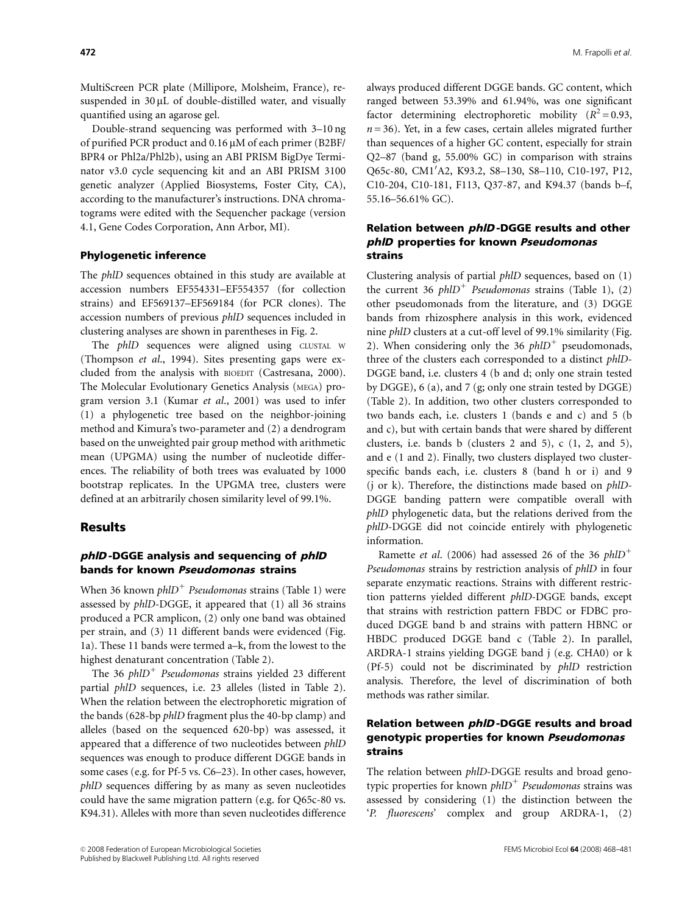MultiScreen PCR plate (Millipore, Molsheim, France), resuspended in 30 μL of double-distilled water, and visually quantified using an agarose gel.

Double-strand sequencing was performed with 3–10 ng of purified PCR product and 0.16 μM of each primer (B2BF/BPR4 or Phl2a/Phl2b), using an ABI PRISM BigDye Terminator v3.0 cycle sequencing kit and an ABI PRISM 3100 genetic analyzer (Applied Biosystems, Foster City, CA), according to the manufacturer's instructions. DNA chromatograms were edited with the Sequencher package (version 4.1, Gene Codes Corporation, Ann Arbor, MI).

### Phylogenetic inference

The *phlD* sequences obtained in this study are available at accession numbers EF554331–EF554357 (for collection strains) and EF569137–EF569184 (for PCR clones). The accession numbers of previous *phlD* sequences included in clustering analyses are shown in parentheses in Fig. 2.

The *phlD* sequences were aligned using CLUSTAL W (Thompson *et al*., 1994). Sites presenting gaps were excluded from the analysis with BIOEDIT (Castresana, 2000). The Molecular Evolutionary Genetics Analysis (MEGA) program version 3.1 (Kumar *et al*., 2001) was used to infer (1) a phylogenetic tree based on the neighbor-joining method and Kimura's two-parameter and (2) a dendrogram based on the unweighted pair group method with arithmetic mean (UPGMA) using the number of nucleotide differences. The reliability of both trees was evaluated by 1000 bootstrap replicates. In the UPGMA tree, clusters were defined at an arbitrarily chosen similarity level of 99.1%.

## Results

### *phlD*-DGGE analysis and sequencing of *phlD* bands for known *Pseudomonas* strains

When 36 known $phlD^+$ *Pseudomonas* strains (Table 1) were assessed by *phlD*-DGGE, it appeared that (1) all 36 strains produced a PCR amplicon, (2) only one band was obtained per strain, and (3) 11 different bands were evidenced (Fig. 1a). These 11 bands were termed a–k, from the lowest to the highest denaturant concentration (Table 2).

The 36 $phlD^+$ *Pseudomonas* strains yielded 23 different partial *phlD* sequences, i.e. 23 alleles (listed in Table 2). When the relation between the electrophoretic migration of the bands (628-bp *phlD* fragment plus the 40-bp clamp) and alleles (based on the sequenced 620-bp) was assessed, it appeared that a difference of two nucleotides between *phlD* sequences was enough to produce different DGGE bands in some cases (e.g. for Pf-5 vs. C6–23). In other cases, however, *phlD* sequences differing by as many as seven nucleotides could have the same migration pattern (e.g. for Q65c-80 vs. K94.31). Alleles with more than seven nucleotides difference always produced different DGGE bands. GC content, which ranged between 53.39% and 61.94%, was one significant factor determining electrophoretic mobility ($R^2 = 0.93$, $n = 36$). Yet, in a few cases, certain alleles migrated further than sequences of a higher GC content, especially for strain Q2–87 (band g, 55.00% GC) in comparison with strains Q65c-80, CM1′A2, K93.2, S8–130, S8–110, C10-197, P12, C10-204, C10-181, F113, Q37-87, and K94.37 (bands b–f, 55.16–56.61% GC).

### Relation between *phlD*-DGGE results and other *phlD* properties for known *Pseudomonas* strains

Clustering analysis of partial *phlD* sequences, based on (1) the current 36 $phlD^+$ *Pseudomonas* strains (Table 1), (2) other pseudomonads from the literature, and (3) DGGE bands from rhizosphere analysis in this work, evidenced nine *phlD* clusters at a cut-off level of 99.1% similarity (Fig. 2). When considering only the 36 $phlD^+$ pseudomonads, three of the clusters each corresponded to a distinct *phlD*-DGGE band, i.e. clusters 4 (b and d; only one strain tested by DGGE), 6 (a), and 7 (g; only one strain tested by DGGE) (Table 2). In addition, two other clusters corresponded to two bands each, i.e. clusters 1 (bands e and c) and 5 (b and c), but with certain bands that were shared by different clusters, i.e. bands b (clusters 2 and 5), c (1, 2, and 5), and e (1 and 2). Finally, two clusters displayed two cluster-specific bands each, i.e. clusters 8 (band h or i) and 9 (j or k). Therefore, the distinctions made based on *phlD*-DGGE banding pattern were compatible overall with *phlD* phylogenetic data, but the relations derived from the *phlD*-DGGE did not coincide entirely with phylogenetic information.

Ramette *et al*. (2006) had assessed 26 of the 36 $phlD^+$ *Pseudomonas* strains by restriction analysis of *phlD* in four separate enzymatic reactions. Strains with different restriction patterns yielded different *phlD*-DGGE bands, except that strains with restriction pattern FBDC or FDBC produced DGGE band b and strains with pattern HBNC or HBDC produced DGGE band c (Table 2). In parallel, ARDRA-1 strains yielding DGGE band j (e.g. CHA0) or k (Pf-5) could not be discriminated by *phlD* restriction analysis. Therefore, the level of discrimination of both methods was rather similar.

### Relation between *phlD*-DGGE results and broad genotypic properties for known *Pseudomonas* strains

The relation between *phlD*-DGGE results and broad genotypic properties for known $phlD^+$ *Pseudomonas* strains was assessed by considering (1) the distinction between the '*P. fluorescens*' complex and group ARDRA-1, (2)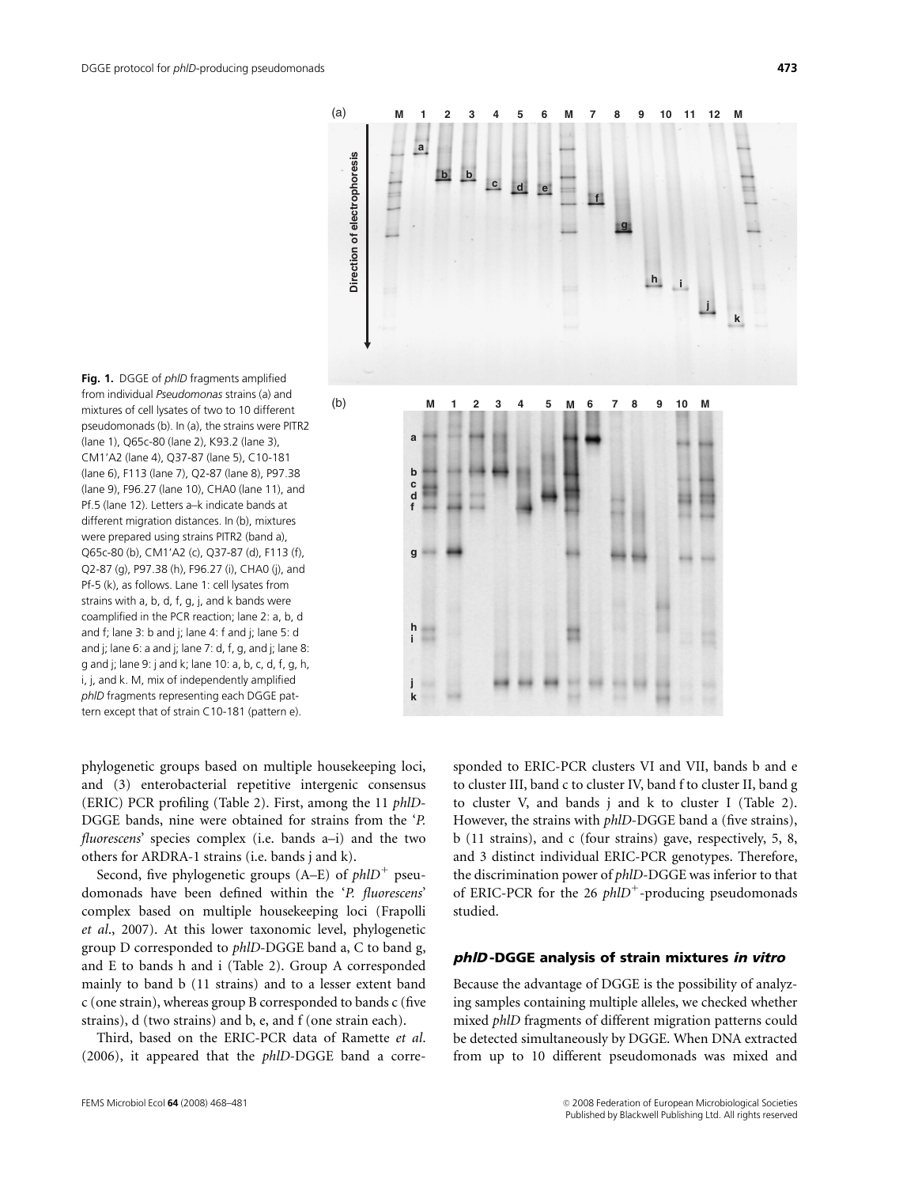**Fig. 1.** DGGE of *phlD* fragments amplified from individual *Pseudomonas* strains (a) and mixtures of cell lysates of two to 10 different pseudomonads (b). In (a), the strains were PITR2 (lane 1), Q65c-80 (lane 2), K93.2 (lane 3), CM1′A2 (lane 4), Q37-87 (lane 5), C10-181 (lane 6), F113 (lane 7), Q2-87 (lane 8), P97.38 (lane 9), F96.27 (lane 10), CHA0 (lane 11), and Pf.5 (lane 12). Letters a–k indicate bands at different migration distances. In (b), mixtures were prepared using strains PITR2 (band a), Q65c-80 (b), CM1′A2 (c), Q37-87 (d), F113 (f), Q2-87 (g), P97.38 (h), F96.27 (i), CHA0 (j), and Pf-5 (k), as follows. Lane 1: cell lysates from strains with a, b, d, f, g, j, and k bands were coamplified in the PCR reaction; lane 2: a, b, d and f; lane 3: b and j; lane 4: f and j; lane 5: d and j; lane 6: a and j; lane 7: d, f, g, and j; lane 8: g and j; lane 9: j and k; lane 10: a, b, c, d, f, g, h, i, j, and k. M, mix of independently amplified *phlD* fragments representing each DGGE pattern except that of strain C10-181 (pattern e).

phylogenetic groups based on multiple housekeeping loci, and (3) enterobacterial repetitive intergenic consensus (ERIC) PCR profiling (Table 2). First, among the 11 *phlD*-DGGE bands, nine were obtained for strains from the '*P. fluorescens*' species complex (i.e. bands a–i) and the two others for ARDRA-1 strains (i.e. bands j and k).

Second, five phylogenetic groups (A–E) of $phlD^+$ pseudomonads have been defined within the '*P. fluorescens*' complex based on multiple housekeeping loci (Frapolli *et al*., 2007). At this lower taxonomic level, phylogenetic group D corresponded to *phlD*-DGGE band a, C to band g, and E to bands h and i (Table 2). Group A corresponded mainly to band b (11 strains) and to a lesser extent band c (one strain), whereas group B corresponded to bands c (five strains), d (two strains) and b, e, and f (one strain each).

Third, based on the ERIC-PCR data of Ramette *et al*. (2006), it appeared that the *phlD*-DGGE band a corresponded to ERIC-PCR clusters VI and VII, bands b and e to cluster III, band c to cluster IV, band f to cluster II, band g to cluster V, and bands j and k to cluster I (Table 2). However, the strains with *phlD*-DGGE band a (five strains), b (11 strains), and c (four strains) gave, respectively, 5, 8, and 3 distinct individual ERIC-PCR genotypes. Therefore, the discrimination power of *phlD*-DGGE was inferior to that of ERIC-PCR for the 26 $phlD^+$-producing pseudomonads studied.

### *phlD*-DGGE analysis of strain mixtures *in vitro*

Because the advantage of DGGE is the possibility of analyzing samples containing multiple alleles, we checked whether mixed *phlD* fragments of different migration patterns could be detected simultaneously by DGGE. When DNA extracted from up to 10 different pseudomonads was mixed and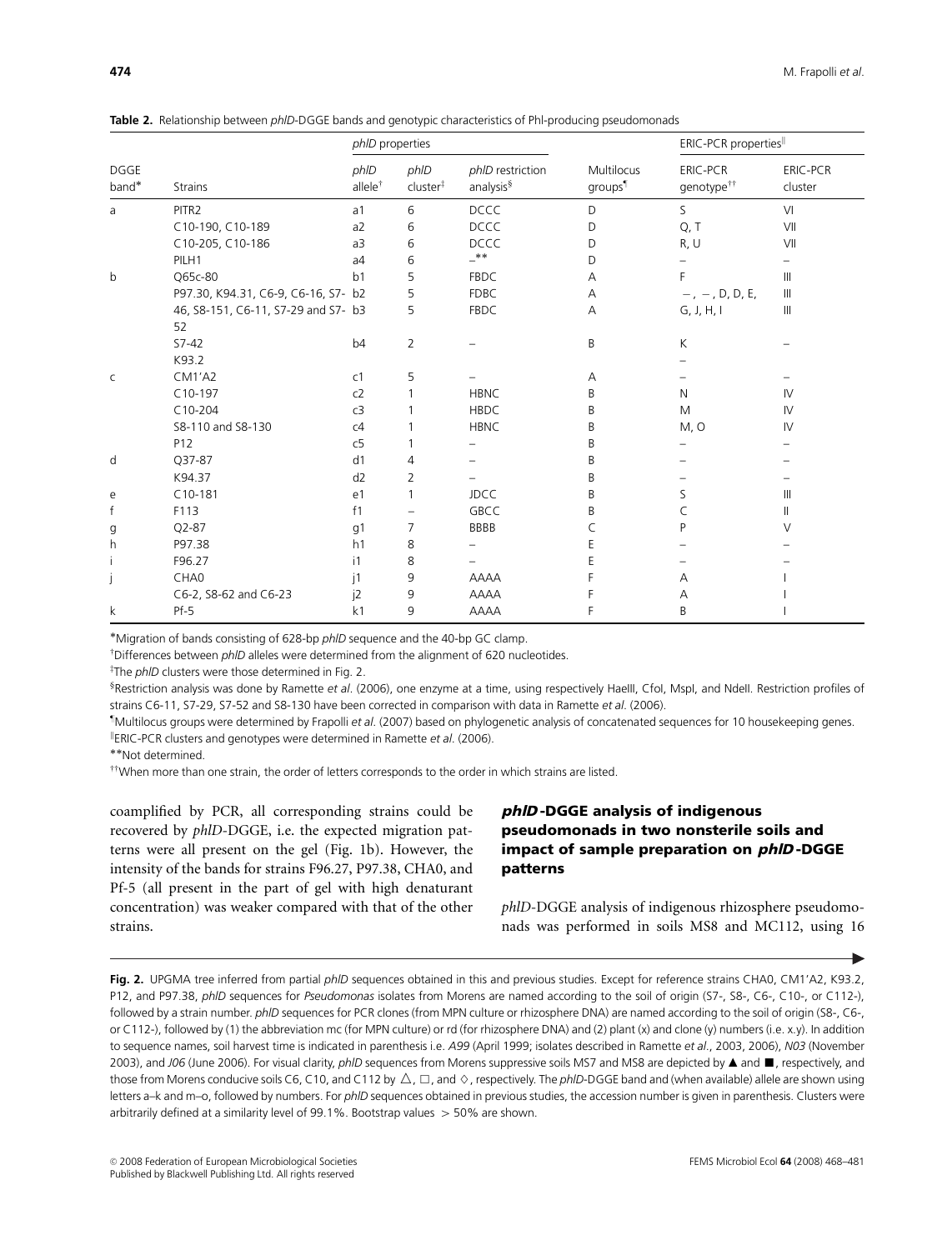**Table 2.** Relationship between *phlD*-DGGE bands and genotypic characteristics of Phl-producing pseudomonads

| DGGE band* | Strains | *phlD* properties | | | Multilocus groups¶ | ERIC-PCR properties‖ | |
|---|---|---|---|---|---|---|---|
| | | *phlD* allele† | *phlD* cluster‡ | *phlD* restriction analysis§ | | ERIC-PCR genotype†† | ERIC-PCR cluster |
| a | PITR2 | a1 | 6 | DCCC | D | S | VI |
| | C10-190, C10-189 | a2 | 6 | DCCC | D | Q, T | VII |
| | C10-205, C10-186 | a3 | 6 | DCCC | D | R, U | VII |
| | PILH1 | a4 | 6 | –** | D | – | – |
| b | Q65c-80 | b1 | 5 | FBDC | A | F | III |
| | P97.30, K94.31, C6-9, C6-16, S7-46, S8-151, C6-11, S7-29 and S7-52 | b2 | 5 | FDBC | A | –, –, D, D, E, | III |
| | | b3 | 5 | FBDC | A | G, J, H, I | III |
| | S7-42 | b4 | 2 | – | B | K | – |
| | K93.2 | | | | | – | |
| c | CM1′A2 | c1 | 5 | – | A | – | – |
| | C10-197 | c2 | 1 | HBNC | B | N | IV |
| | C10-204 | c3 | 1 | HBDC | B | M | IV |
| | S8-110 and S8-130 | c4 | 1 | HBNC | B | M, O | IV |
| | P12 | c5 | 1 | – | B | – | – |
| d | Q37-87 | d1 | 4 | – | B | – | – |
| | K94.37 | d2 | 2 | – | B | – | – |
| e | C10-181 | e1 | 1 | JDCC | B | S | III |
| f | F113 | f1 | – | GBCC | B | C | II |
| g | Q2-87 | g1 | 7 | BBBB | C | P | V |
| h | P97.38 | h1 | 8 | – | E | – | – |
| i | F96.27 | i1 | 8 | – | E | – | – |
| j | CHA0 | j1 | 9 | AAAA | F | A | I |
| | C6-2, S8-62 and C6-23 | j2 | 9 | AAAA | F | A | I |
| k | Pf-5 | k1 | 9 | AAAA | F | B | I |

*Migration of bands consisting of 628-bp *phlD* sequence and the 40-bp GC clamp.

†Differences between *phlD* alleles were determined from the alignment of 620 nucleotides.

‡The *phlD* clusters were those determined in Fig. 2.

§Restriction analysis was done by Ramette *et al*. (2006), one enzyme at a time, using respectively HaeIII, CfoI, MspI, and NdeII. Restriction profiles of strains C6-11, S7-29, S7-52 and S8-130 have been corrected in comparison with data in Ramette *et al*. (2006).

¶Multilocus groups were determined by Frapolli *et al*. (2007) based on phylogenetic analysis of concatenated sequences for 10 housekeeping genes.

‖ERIC-PCR clusters and genotypes were determined in Ramette *et al*. (2006).

**Not determined.

††When more than one strain, the order of letters corresponds to the order in which strains are listed.

coamplified by PCR, all corresponding strains could be recovered by *phlD*-DGGE, i.e. the expected migration patterns were all present on the gel (Fig. 1b). However, the intensity of the bands for strains F96.27, P97.38, CHA0, and Pf-5 (all present in the part of gel with high denaturant concentration) was weaker compared with that of the other strains.

## *phlD*-DGGE analysis of indigenous pseudomonads in two nonsterile soils and impact of sample preparation on *phlD*-DGGE patterns

*phlD*-DGGE analysis of indigenous rhizosphere pseudomonads was performed in soils MS8 and MC112, using 16

**Fig. 2.** UPGMA tree inferred from partial *phlD* sequences obtained in this and previous studies. Except for reference strains CHA0, CM1′A2, K93.2, P12, and P97.38, *phlD* sequences for *Pseudomonas* isolates from Morens are named according to the soil of origin (S7-, S8-, C6-, C10-, or C112-), followed by a strain number. *phlD* sequences for PCR clones (from MPN culture or rhizosphere DNA) are named according to the soil of origin (S8-, C6-, or C112-), followed by (1) the abbreviation mc (for MPN culture) or rd (for rhizosphere DNA) and (2) plant (x) and clone (y) numbers (i.e. x.y). In addition to sequence names, soil harvest time is indicated in parenthesis i.e. *A99* (April 1999; isolates described in Ramette *et al*., 2003, 2006), *N03* (November 2003), and *J06* (June 2006). For visual clarity, *phlD* sequences from Morens suppressive soils MS7 and MS8 are depicted by ▲ and ■, respectively, and those from Morens conducive soils C6, C10, and C112 by △, □, and ◇, respectively. The *phlD*-DGGE band and (when available) allele are shown using letters a–k and m–o, followed by numbers. For *phlD* sequences obtained in previous studies, the accession number is given in parenthesis. Clusters were arbitrarily defined at a similarity level of 99.1%. Bootstrap values > 50% are shown.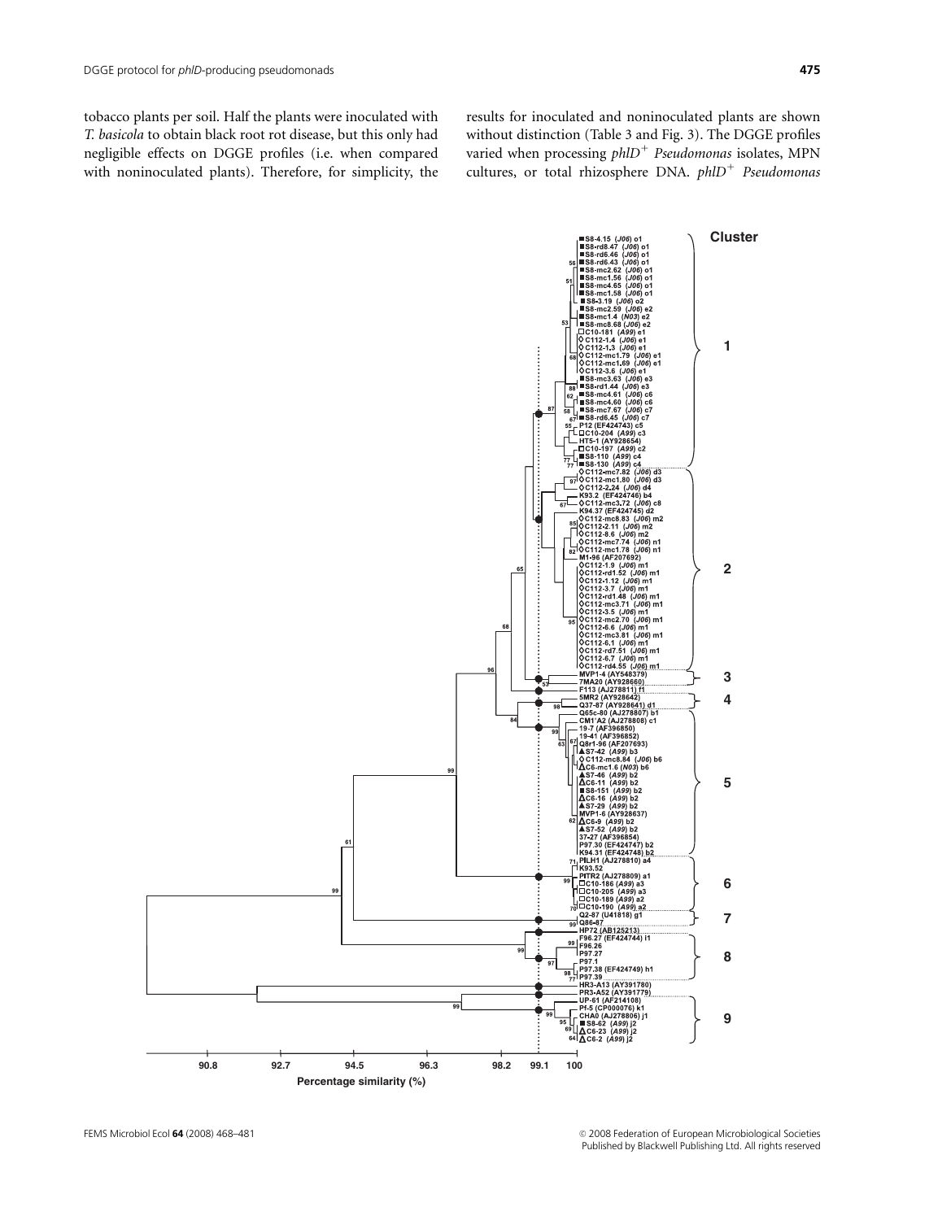tobacco plants per soil. Half the plants were inoculated with *T. basicola* to obtain black root rot disease, but this only had negligible effects on DGGE profiles (i.e. when compared with noninoculated plants). Therefore, for simplicity, the results for inoculated and noninoculated plants are shown without distinction (Table 3 and Fig. 3). The DGGE profiles varied when processing *phlD*$^{+}$ *Pseudomonas* isolates, MPN cultures, or total rhizosphere DNA. *phlD*$^{+}$ *Pseudomonas*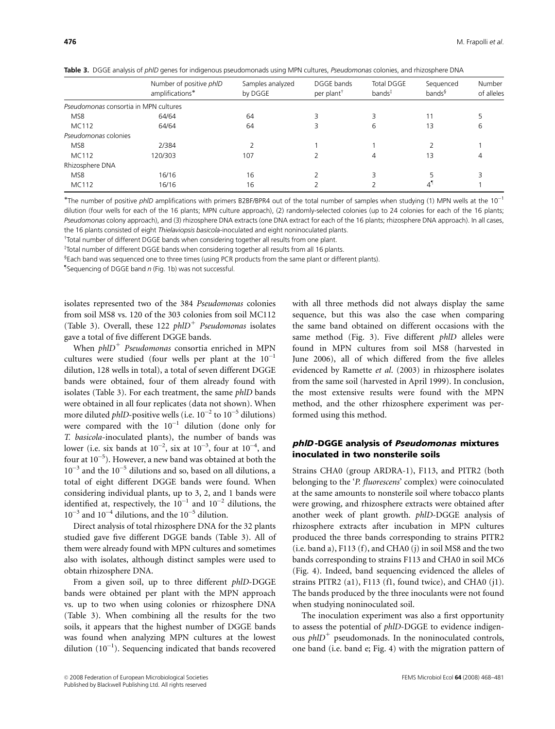**Table 3.** DGGE analysis of *phlD* genes for indigenous pseudomonads using MPN cultures, *Pseudomonas* colonies, and rhizosphere DNA

| | Number of positive *phlD* amplifications* | Samples analyzed by DGGE | DGGE bands per plant[†] | Total DGGE bands[‡] | Sequenced bands[§] | Number of alleles |
|---|---|---|---|---|---|---|
| *Pseudomonas consortia in MPN cultures* | | | | | | |
| MS8 | 64/64 | 64 | 3 | 3 | 11 | 5 |
| MC112 | 64/64 | 64 | 3 | 6 | 13 | 6 |
| *Pseudomonas colonies* | | | | | | |
| MS8 | 2/384 | 2 | 1 | 1 | 2 | 1 |
| MC112 | 120/303 | 107 | 2 | 4 | 13 | 4 |
| Rhizosphere DNA | | | | | | |
| MS8 | 16/16 | 16 | 2 | 3 | 5 | 3 |
| MC112 | 16/16 | 16 | 2 | 2 | 4[¶] | 1 |

*The number of positive *phlD* amplifications with primers B2BF/BPR4 out of the total number of samples when studying (1) MPN wells at the $10^{-1}$ dilution (four wells for each of the 16 plants; MPN culture approach), (2) randomly-selected colonies (up to 24 colonies for each of the 16 plants; *Pseudomonas* colony approach), and (3) rhizosphere DNA extracts (one DNA extract for each of the 16 plants; rhizosphere DNA approach). In all cases, the 16 plants consisted of eight *Thielaviopsis basicola*-inoculated and eight noninoculated plants.

[†]Total number of different DGGE bands when considering together all results from one plant.

[‡]Total number of different DGGE bands when considering together all results from all 16 plants.

[§]Each band was sequenced one to three times (using PCR products from the same plant or different plants).

[¶]Sequencing of DGGE band *n* (Fig. 1b) was not successful.

isolates represented two of the 384 *Pseudomonas* colonies from soil MS8 vs. 120 of the 303 colonies from soil MC112 (Table 3). Overall, these 122 *phlD*$^+$ *Pseudomonas* isolates gave a total of five different DGGE bands.

When *phlD*$^+$ *Pseudomonas* consortia enriched in MPN cultures were studied (four wells per plant at the $10^{-1}$ dilution, 128 wells in total), a total of seven different DGGE bands were obtained, four of them already found with isolates (Table 3). For each treatment, the same *phlD* bands were obtained in all four replicates (data not shown). When more diluted *phlD*-positive wells (i.e. $10^{-2}$ to $10^{-5}$ dilutions) were compared with the $10^{-1}$ dilution (done only for *T. basicola*-inoculated plants), the number of bands was lower (i.e. six bands at $10^{-2}$, six at $10^{-3}$, four at $10^{-4}$, and four at $10^{-5}$). However, a new band was obtained at both the $10^{-3}$ and the $10^{-5}$ dilutions and so, based on all dilutions, a total of eight different DGGE bands were found. When considering individual plants, up to 3, 2, and 1 bands were identified at, respectively, the $10^{-1}$ and $10^{-2}$ dilutions, the $10^{-3}$ and $10^{-4}$ dilutions, and the $10^{-5}$ dilution.

Direct analysis of total rhizosphere DNA for the 32 plants studied gave five different DGGE bands (Table 3). All of them were already found with MPN cultures and sometimes also with isolates, although distinct samples were used to obtain rhizosphere DNA.

From a given soil, up to three different *phlD*-DGGE bands were obtained per plant with the MPN approach vs. up to two when using colonies or rhizosphere DNA (Table 3). When combining all the results for the two soils, it appears that the highest number of DGGE bands was found when analyzing MPN cultures at the lowest dilution ($10^{-1}$). Sequencing indicated that bands recovered with all three methods did not always display the same sequence, but this was also the case when comparing the same band obtained on different occasions with the same method (Fig. 3). Five different *phlD* alleles were found in MPN cultures from soil MS8 (harvested in June 2006), all of which differed from the five alleles evidenced by Ramette *et al*. (2003) in rhizosphere isolates from the same soil (harvested in April 1999). In conclusion, the most extensive results were found with the MPN method, and the other rhizosphere experiment was performed using this method.

## *phlD*-DGGE analysis of *Pseudomonas* mixtures inoculated in two nonsterile soils

Strains CHA0 (group ARDRA-1), F113, and PITR2 (both belonging to the '*P. fluorescens*' complex) were coinoculated at the same amounts to nonsterile soil where tobacco plants were growing, and rhizosphere extracts were obtained after another week of plant growth. *phlD*-DGGE analysis of rhizosphere extracts after incubation in MPN cultures produced the three bands corresponding to strains PITR2 (i.e. band a), F113 (f), and CHA0 (j) in soil MS8 and the two bands corresponding to strains F113 and CHA0 in soil MC6 (Fig. 4). Indeed, band sequencing evidenced the alleles of strains PITR2 (a1), F113 (f1, found twice), and CHA0 (j1). The bands produced by the three inoculants were not found when studying noninoculated soil.

The inoculation experiment was also a first opportunity to assess the potential of *phlD*-DGGE to evidence indigenous *phlD*$^+$ pseudomonads. In the noninoculated controls, one band (i.e. band e; Fig. 4) with the migration pattern of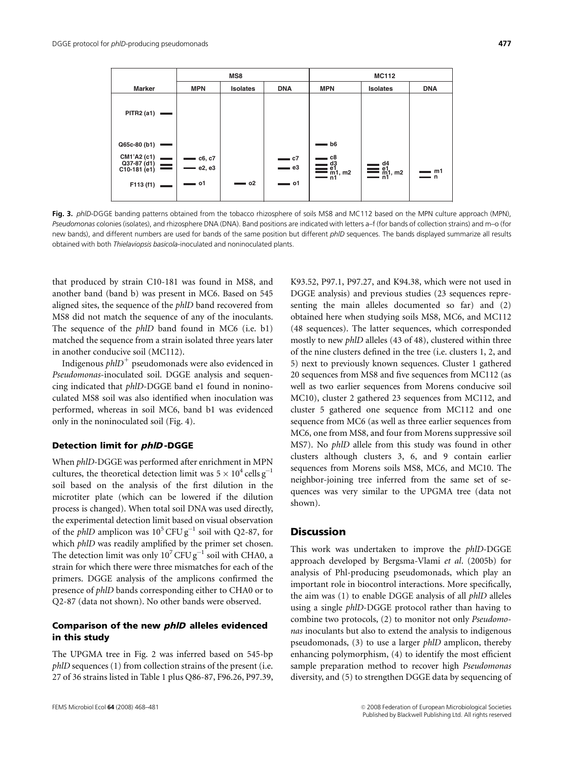| Marker | MS8 | | | MC112 | | |
|---|---|---|---|---|---|---|
| | MPN | Isolates | DNA | MPN | Isolates | DNA |
| PITR2 (a1) | | | | | | |
| Q65c-80 (b1) | | | | b6 | | |
| CM1'A2 (c1) | c6, c7 | | c7 | c8 | | |
| Q37-87 (d1) | | | | d3 | d4 | |
| C10-181 (e1) | e2, e3 | | e3 | e1 | e1 | |
| | | | | m1, m2 | m1, m2 | m1 |
| | | | | n1 | n1 | n |
| F113 (f1) | o1 | o2 | o1 | | | |

**Fig. 3.** *phlD*-DGGE banding patterns obtained from the tobacco rhizosphere of soils MS8 and MC112 based on the MPN culture approach (MPN), *Pseudomonas* colonies (isolates), and rhizosphere DNA (DNA). Band positions are indicated with letters a–f (for bands of collection strains) and m–o (for new bands), and different numbers are used for bands of the same position but different *phlD* sequences. The bands displayed summarize all results obtained with both *Thielaviopsis basicola*-inoculated and noninoculated plants.

that produced by strain C10-181 was found in MS8, and another band (band b) was present in MC6. Based on 545 aligned sites, the sequence of the *phlD* band recovered from MS8 did not match the sequence of any of the inoculants. The sequence of the *phlD* band found in MC6 (i.e. b1) matched the sequence from a strain isolated three years later in another conducive soil (MC112).

Indigenous $phlD^+$ pseudomonads were also evidenced in *Pseudomonas*-inoculated soil. DGGE analysis and sequencing indicated that *phlD*-DGGE band e1 found in noninoculated MS8 soil was also identified when inoculation was performed, whereas in soil MC6, band b1 was evidenced only in the noninoculated soil (Fig. 4).

### Detection limit for *phlD*-DGGE

When *phlD*-DGGE was performed after enrichment in MPN cultures, the theoretical detection limit was $5 \times 10^4$ cells $g^{-1}$ soil based on the analysis of the first dilution in the microtiter plate (which can be lowered if the dilution process is changed). When total soil DNA was used directly, the experimental detection limit based on visual observation of the *phlD* amplicon was $10^5$ CFU $g^{-1}$ soil with Q2-87, for which *phlD* was readily amplified by the primer set chosen. The detection limit was only $10^7$ CFU $g^{-1}$ soil with CHA0, a strain for which there were three mismatches for each of the primers. DGGE analysis of the amplicons confirmed the presence of *phlD* bands corresponding either to CHA0 or to Q2-87 (data not shown). No other bands were observed.

### Comparison of the new *phlD* alleles evidenced in this study

The UPGMA tree in Fig. 2 was inferred based on 545-bp *phlD* sequences (1) from collection strains of the present (i.e. 27 of 36 strains listed in Table 1 plus Q86-87, F96.26, P97.39, K93.52, P97.1, P97.27, and K94.38, which were not used in DGGE analysis) and previous studies (23 sequences representing the main alleles documented so far) and (2) obtained here when studying soils MS8, MC6, and MC112 (48 sequences). The latter sequences, which corresponded mostly to new *phlD* alleles (43 of 48), clustered within three of the nine clusters defined in the tree (i.e. clusters 1, 2, and 5) next to previously known sequences. Cluster 1 gathered 20 sequences from MS8 and five sequences from MC112 (as well as two earlier sequences from Morens conducive soil MC10), cluster 2 gathered 23 sequences from MC112, and cluster 5 gathered one sequence from MC112 and one sequence from MC6 (as well as three earlier sequences from MC6, one from MS8, and four from Morens suppressive soil MS7). No *phlD* allele from this study was found in other clusters although clusters 3, 6, and 9 contain earlier sequences from Morens soils MS8, MC6, and MC10. The neighbor-joining tree inferred from the same set of sequences was very similar to the UPGMA tree (data not shown).

## Discussion

This work was undertaken to improve the *phlD*-DGGE approach developed by Bergsma-Vlami *et al*. (2005b) for analysis of Phl-producing pseudomonads, which play an important role in biocontrol interactions. More specifically, the aim was (1) to enable DGGE analysis of all *phlD* alleles using a single *phlD*-DGGE protocol rather than having to combine two protocols, (2) to monitor not only *Pseudomonas* inoculants but also to extend the analysis to indigenous pseudomonads, (3) to use a larger *phlD* amplicon, thereby enhancing polymorphism, (4) to identify the most efficient sample preparation method to recover high *Pseudomonas* diversity, and (5) to strengthen DGGE data by sequencing of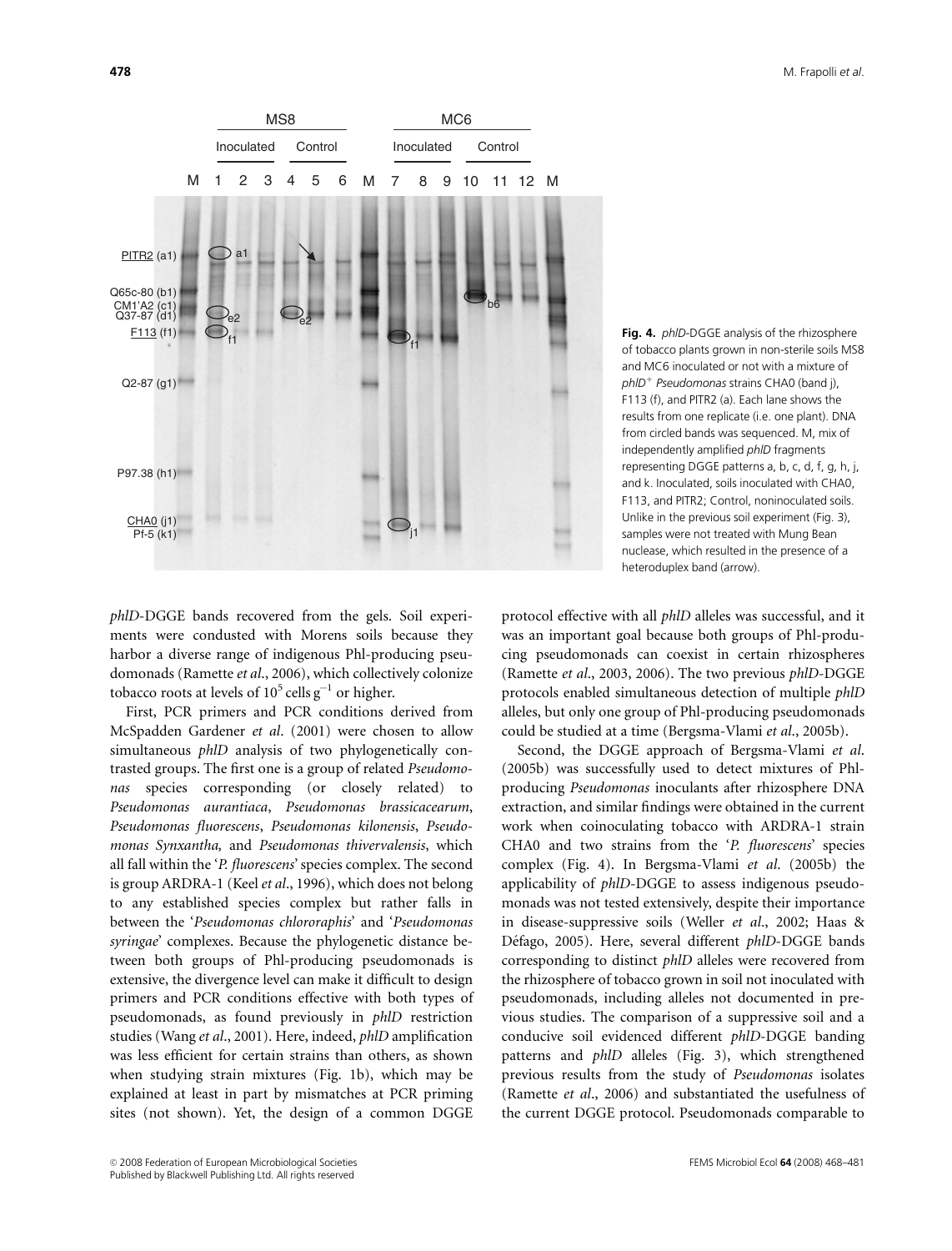**Fig. 4.** *phlD*-DGGE analysis of the rhizosphere of tobacco plants grown in non-sterile soils MS8 and MC6 inoculated or not with a mixture of *phlD*$^{+}$ *Pseudomonas* strains CHA0 (band j), F113 (f), and PITR2 (a). Each lane shows the results from one replicate (i.e. one plant). DNA from circled bands was sequenced. M, mix of independently amplified *phlD* fragments representing DGGE patterns a, b, c, d, f, g, h, j, and k. Inoculated, soils inoculated with CHA0, F113, and PITR2; Control, noninoculated soils. Unlike in the previous soil experiment (Fig. 3), samples were not treated with Mung Bean nuclease, which resulted in the presence of a heteroduplex band (arrow).

*phlD*-DGGE bands recovered from the gels. Soil experiments were condusted with Morens soils because they harbor a diverse range of indigenous Phl-producing pseudomonads (Ramette *et al*., 2006), which collectively colonize tobacco roots at levels of $10^5$ cells $g^{-1}$ or higher.

First, PCR primers and PCR conditions derived from McSpadden Gardener *et al*. (2001) were chosen to allow simultaneous *phlD* analysis of two phylogenetically contrasted groups. The first one is a group of related *Pseudomonas* species corresponding (or closely related) to *Pseudomonas aurantiaca*, *Pseudomonas brassicacearum*, *Pseudomonas fluorescens*, *Pseudomonas kilonensis*, *Pseudomonas Synxantha,* and *Pseudomonas thivervalensis*, which all fall within the '*P. fluorescens*' species complex. The second is group ARDRA-1 (Keel *et al*., 1996), which does not belong to any established species complex but rather falls in between the '*Pseudomonas chlororaphis*' and '*Pseudomonas syringae*' complexes. Because the phylogenetic distance between both groups of Phl-producing pseudomonads is extensive, the divergence level can make it difficult to design primers and PCR conditions effective with both types of pseudomonads, as found previously in *phlD* restriction studies (Wang *et al*., 2001). Here, indeed, *phlD* amplification was less efficient for certain strains than others, as shown when studying strain mixtures (Fig. 1b), which may be explained at least in part by mismatches at PCR priming sites (not shown). Yet, the design of a common DGGE protocol effective with all *phlD* alleles was successful, and it was an important goal because both groups of Phl-producing pseudomonads can coexist in certain rhizospheres (Ramette *et al*., 2003, 2006). The two previous *phlD*-DGGE protocols enabled simultaneous detection of multiple *phlD* alleles, but only one group of Phl-producing pseudomonads could be studied at a time (Bergsma-Vlami *et al*., 2005b).

Second, the DGGE approach of Bergsma-Vlami *et al*. (2005b) was successfully used to detect mixtures of Phl-producing *Pseudomonas* inoculants after rhizosphere DNA extraction, and similar findings were obtained in the current work when coinoculating tobacco with ARDRA-1 strain CHA0 and two strains from the '*P. fluorescens*' species complex (Fig. 4). In Bergsma-Vlami *et al*. (2005b) the applicability of *phlD*-DGGE to assess indigenous pseudomonads was not tested extensively, despite their importance in disease-suppressive soils (Weller *et al*., 2002; Haas & Défago, 2005). Here, several different *phlD*-DGGE bands corresponding to distinct *phlD* alleles were recovered from the rhizosphere of tobacco grown in soil not inoculated with pseudomonads, including alleles not documented in previous studies. The comparison of a suppressive soil and a conducive soil evidenced different *phlD*-DGGE banding patterns and *phlD* alleles (Fig. 3), which strengthened previous results from the study of *Pseudomonas* isolates (Ramette *et al*., 2006) and substantiated the usefulness of the current DGGE protocol. Pseudomonads comparable to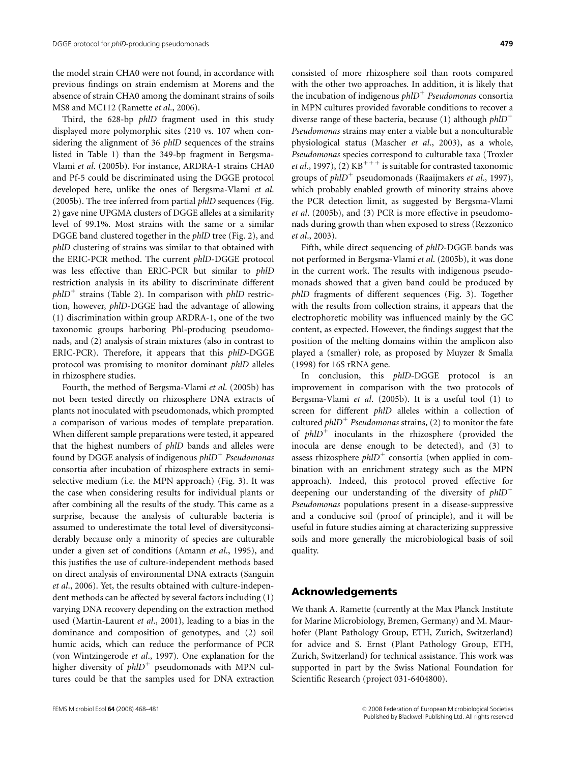the model strain CHA0 were not found, in accordance with previous findings on strain endemism at Morens and the absence of strain CHA0 among the dominant strains of soils MS8 and MC112 (Ramette *et al*., 2006).

Third, the 628-bp *phlD* fragment used in this study displayed more polymorphic sites (210 vs. 107 when considering the alignment of 36 *phlD* sequences of the strains listed in Table 1) than the 349-bp fragment in Bergsma-Vlami *et al*. (2005b). For instance, ARDRA-1 strains CHA0 and Pf-5 could be discriminated using the DGGE protocol developed here, unlike the ones of Bergsma-Vlami *et al*. (2005b). The tree inferred from partial *phlD* sequences (Fig. 2) gave nine UPGMA clusters of DGGE alleles at a similarity level of 99.1%. Most strains with the same or a similar DGGE band clustered together in the *phlD* tree (Fig. 2), and *phlD* clustering of strains was similar to that obtained with the ERIC-PCR method. The current *phlD*-DGGE protocol was less effective than ERIC-PCR but similar to *phlD* restriction analysis in its ability to discriminate different $phlD^{+}$ strains (Table 2). In comparison with *phlD* restriction, however, *phlD*-DGGE had the advantage of allowing (1) discrimination within group ARDRA-1, one of the two taxonomic groups harboring Phl-producing pseudomonads, and (2) analysis of strain mixtures (also in contrast to ERIC-PCR). Therefore, it appears that this *phlD*-DGGE protocol was promising to monitor dominant *phlD* alleles in rhizosphere studies.

Fourth, the method of Bergsma-Vlami *et al*. (2005b) has not been tested directly on rhizosphere DNA extracts of plants not inoculated with pseudomonads, which prompted a comparison of various modes of template preparation. When different sample preparations were tested, it appeared that the highest numbers of *phlD* bands and alleles were found by DGGE analysis of indigenous $phlD^{+}$ *Pseudomonas* consortia after incubation of rhizosphere extracts in semi-selective medium (i.e. the MPN approach) (Fig. 3). It was the case when considering results for individual plants or after combining all the results of the study. This came as a surprise, because the analysis of culturable bacteria is assumed to underestimate the total level of diversityconsiderably because only a minority of species are culturable under a given set of conditions (Amann *et al*., 1995), and this justifies the use of culture-independent methods based on direct analysis of environmental DNA extracts (Sanguin *et al*., 2006). Yet, the results obtained with culture-independent methods can be affected by several factors including (1) varying DNA recovery depending on the extraction method used (Martin-Laurent *et al*., 2001), leading to a bias in the dominance and composition of genotypes, and (2) soil humic acids, which can reduce the performance of PCR (von Wintzingerode *et al*., 1997). One explanation for the higher diversity of $phlD^{+}$ pseudomonads with MPN cultures could be that the samples used for DNA extraction consisted of more rhizosphere soil than roots compared with the other two approaches. In addition, it is likely that the incubation of indigenous $phlD^{+}$ *Pseudomonas* consortia in MPN cultures provided favorable conditions to recover a diverse range of these bacteria, because (1) although $phlD^{+}$ *Pseudomonas* strains may enter a viable but a nonculturable physiological status (Mascher *et al*., 2003), as a whole, *Pseudomonas* species correspond to culturable taxa (Troxler *et al*., 1997), (2) $KB^{+++}$ is suitable for contrasted taxonomic groups of $phlD^{+}$ pseudomonads (Raaijmakers *et al*., 1997), which probably enabled growth of minority strains above the PCR detection limit, as suggested by Bergsma-Vlami *et al*. (2005b), and (3) PCR is more effective in pseudomonads during growth than when exposed to stress (Rezzonico *et al*., 2003).

Fifth, while direct sequencing of *phlD*-DGGE bands was not performed in Bergsma-Vlami *et al*. (2005b), it was done in the current work. The results with indigenous pseudomonads showed that a given band could be produced by *phlD* fragments of different sequences (Fig. 3). Together with the results from collection strains, it appears that the electrophoretic mobility was influenced mainly by the GC content, as expected. However, the findings suggest that the position of the melting domains within the amplicon also played a (smaller) role, as proposed by Muyzer & Smalla (1998) for 16S rRNA gene.

In conclusion, this *phlD*-DGGE protocol is an improvement in comparison with the two protocols of Bergsma-Vlami *et al*. (2005b). It is a useful tool (1) to screen for different *phlD* alleles within a collection of cultured $phlD^{+}$ *Pseudomonas* strains, (2) to monitor the fate of $phlD^{+}$ inoculants in the rhizosphere (provided the inocula are dense enough to be detected), and (3) to assess rhizosphere $phlD^{+}$ consortia (when applied in combination with an enrichment strategy such as the MPN approach). Indeed, this protocol proved effective for deepening our understanding of the diversity of $phlD^{+}$ *Pseudomonas* populations present in a disease-suppressive and a conducive soil (proof of principle), and it will be useful in future studies aiming at characterizing suppressive soils and more generally the microbiological basis of soil quality.

## Acknowledgements

We thank A. Ramette (currently at the Max Planck Institute for Marine Microbiology, Bremen, Germany) and M. Maurhofer (Plant Pathology Group, ETH, Zurich, Switzerland) for advice and S. Ernst (Plant Pathology Group, ETH, Zurich, Switzerland) for technical assistance. This work was supported in part by the Swiss National Foundation for Scientific Research (project 031-6404800).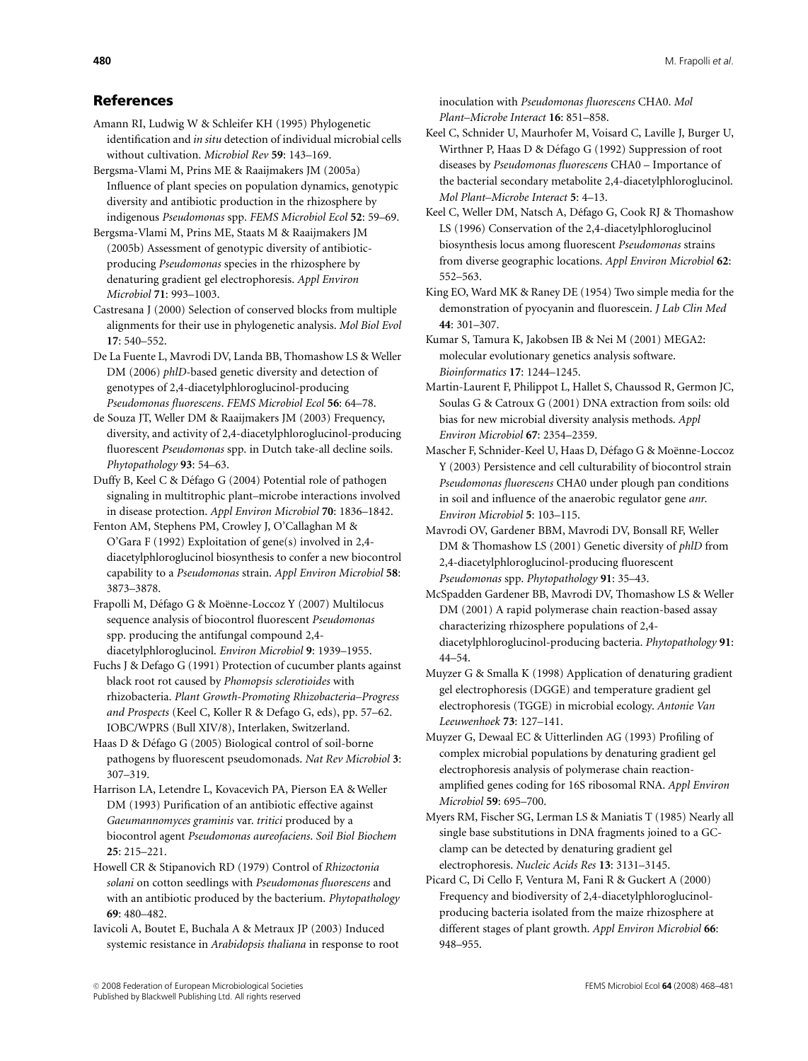## References

Amann RI, Ludwig W & Schleifer KH (1995) Phylogenetic identification and *in situ* detection of individual microbial cells without cultivation. *Microbiol Rev* **59**: 143–169.

Bergsma-Vlami M, Prins ME & Raaijmakers JM (2005a) Influence of plant species on population dynamics, genotypic diversity and antibiotic production in the rhizosphere by indigenous *Pseudomonas* spp. *FEMS Microbiol Ecol* **52**: 59–69.

Bergsma-Vlami M, Prins ME, Staats M & Raaijmakers JM (2005b) Assessment of genotypic diversity of antibiotic-producing *Pseudomonas* species in the rhizosphere by denaturing gradient gel electrophoresis. *Appl Environ Microbiol* **71**: 993–1003.

Castresana J (2000) Selection of conserved blocks from multiple alignments for their use in phylogenetic analysis. *Mol Biol Evol* **17**: 540–552.

De La Fuente L, Mavrodi DV, Landa BB, Thomashow LS & Weller DM (2006) *phlD*-based genetic diversity and detection of genotypes of 2,4-diacetylphloroglucinol-producing *Pseudomonas fluorescens*. *FEMS Microbiol Ecol* **56**: 64–78.

de Souza JT, Weller DM & Raaijmakers JM (2003) Frequency, diversity, and activity of 2,4-diacetylphloroglucinol-producing fluorescent *Pseudomonas* spp. in Dutch take-all decline soils. *Phytopathology* **93**: 54–63.

Duffy B, Keel C & Défago G (2004) Potential role of pathogen signaling in multitrophic plant–microbe interactions involved in disease protection. *Appl Environ Microbiol* **70**: 1836–1842.

Fenton AM, Stephens PM, Crowley J, O'Callaghan M & O'Gara F (1992) Exploitation of gene(s) involved in 2,4-diacetylphloroglucinol biosynthesis to confer a new biocontrol capability to a *Pseudomonas* strain. *Appl Environ Microbiol* **58**: 3873–3878.

Frapolli M, Défago G & Moënne-Loccoz Y (2007) Multilocus sequence analysis of biocontrol fluorescent *Pseudomonas* spp. producing the antifungal compound 2,4-diacetylphloroglucinol. *Environ Microbiol* **9**: 1939–1955.

Fuchs J & Defago G (1991) Protection of cucumber plants against black root rot caused by *Phomopsis sclerotioides* with rhizobacteria. *Plant Growth-Promoting Rhizobacteria–Progress and Prospects* (Keel C, Koller R & Defago G, eds), pp. 57–62. IOBC/WPRS (Bull XIV/8), Interlaken, Switzerland.

Haas D & Défago G (2005) Biological control of soil-borne pathogens by fluorescent pseudomonads. *Nat Rev Microbiol* **3**: 307–319.

Harrison LA, Letendre L, Kovacevich PA, Pierson EA & Weller DM (1993) Purification of an antibiotic effective against *Gaeumannomyces graminis* var. *tritici* produced by a biocontrol agent *Pseudomonas aureofaciens*. *Soil Biol Biochem* **25**: 215–221.

Howell CR & Stipanovich RD (1979) Control of *Rhizoctonia solani* on cotton seedlings with *Pseudomonas fluorescens* and with an antibiotic produced by the bacterium. *Phytopathology* **69**: 480–482.

Iavicoli A, Boutet E, Buchala A & Metraux JP (2003) Induced systemic resistance in *Arabidopsis thaliana* in response to root inoculation with *Pseudomonas fluorescens* CHA0. *Mol Plant–Microbe Interact* **16**: 851–858.

Keel C, Schnider U, Maurhofer M, Voisard C, Laville J, Burger U, Wirthner P, Haas D & Défago G (1992) Suppression of root diseases by *Pseudomonas fluorescens* CHA0 – Importance of the bacterial secondary metabolite 2,4-diacetylphloroglucinol. *Mol Plant–Microbe Interact* **5**: 4–13.

Keel C, Weller DM, Natsch A, Défago G, Cook RJ & Thomashow LS (1996) Conservation of the 2,4-diacetylphloroglucinol biosynthesis locus among fluorescent *Pseudomonas* strains from diverse geographic locations. *Appl Environ Microbiol* **62**: 552–563.

King EO, Ward MK & Raney DE (1954) Two simple media for the demonstration of pyocyanin and fluorescein. *J Lab Clin Med* **44**: 301–307.

Kumar S, Tamura K, Jakobsen IB & Nei M (2001) MEGA2: molecular evolutionary genetics analysis software. *Bioinformatics* **17**: 1244–1245.

Martin-Laurent F, Philippot L, Hallet S, Chaussod R, Germon JC, Soulas G & Catroux G (2001) DNA extraction from soils: old bias for new microbial diversity analysis methods. *Appl Environ Microbiol* **67**: 2354–2359.

Mascher F, Schnider-Keel U, Haas D, Défago G & Moënne-Loccoz Y (2003) Persistence and cell culturability of biocontrol strain *Pseudomonas fluorescens* CHA0 under plough pan conditions in soil and influence of the anaerobic regulator gene *anr*. *Environ Microbiol* **5**: 103–115.

Mavrodi OV, Gardener BBM, Mavrodi DV, Bonsall RF, Weller DM & Thomashow LS (2001) Genetic diversity of *phlD* from 2,4-diacetylphloroglucinol-producing fluorescent *Pseudomonas* spp. *Phytopathology* **91**: 35–43.

McSpadden Gardener BB, Mavrodi DV, Thomashow LS & Weller DM (2001) A rapid polymerase chain reaction-based assay characterizing rhizosphere populations of 2,4-diacetylphloroglucinol-producing bacteria. *Phytopathology* **91**: 44–54.

Muyzer G & Smalla K (1998) Application of denaturing gradient gel electrophoresis (DGGE) and temperature gradient gel electrophoresis (TGGE) in microbial ecology. *Antonie Van Leeuwenhoek* **73**: 127–141.

Muyzer G, Dewaal EC & Uitterlinden AG (1993) Profiling of complex microbial populations by denaturing gradient gel electrophoresis analysis of polymerase chain reaction-amplified genes coding for 16S ribosomal RNA. *Appl Environ Microbiol* **59**: 695–700.

Myers RM, Fischer SG, Lerman LS & Maniatis T (1985) Nearly all single base substitutions in DNA fragments joined to a GC-clamp can be detected by denaturing gradient gel electrophoresis. *Nucleic Acids Res* **13**: 3131–3145.

Picard C, Di Cello F, Ventura M, Fani R & Guckert A (2000) Frequency and biodiversity of 2,4-diacetylphloroglucinol-producing bacteria isolated from the maize rhizosphere at different stages of plant growth. *Appl Environ Microbiol* **66**: 948–955.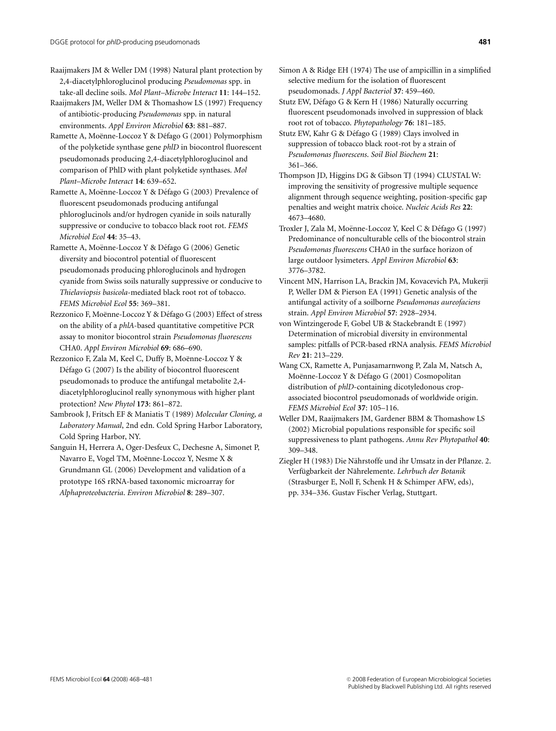Raaijmakers JM & Weller DM (1998) Natural plant protection by 2,4-diacetylphloroglucinol producing *Pseudomonas* spp. in take-all decline soils. *Mol Plant–Microbe Interact* **11**: 144–152.

Raaijmakers JM, Weller DM & Thomashow LS (1997) Frequency of antibiotic-producing *Pseudomonas* spp. in natural environments. *Appl Environ Microbiol* **63**: 881–887.

Ramette A, Moënne-Loccoz Y & Défago G (2001) Polymorphism of the polyketide synthase gene *phlD* in biocontrol fluorescent pseudomonads producing 2,4-diacetylphloroglucinol and comparison of PhlD with plant polyketide synthases. *Mol Plant–Microbe Interact* **14**: 639–652.

Ramette A, Moënne-Loccoz Y & Défago G (2003) Prevalence of fluorescent pseudomonads producing antifungal phloroglucinols and/or hydrogen cyanide in soils naturally suppressive or conducive to tobacco black root rot. *FEMS Microbiol Ecol* **44**: 35–43.

Ramette A, Moënne-Loccoz Y & Défago G (2006) Genetic diversity and biocontrol potential of fluorescent pseudomonads producing phloroglucinols and hydrogen cyanide from Swiss soils naturally suppressive or conducive to *Thielaviopsis basicola*-mediated black root rot of tobacco. *FEMS Microbiol Ecol* **55**: 369–381.

Rezzonico F, Moënne-Loccoz Y & Défago G (2003) Effect of stress on the ability of a *phlA*-based quantitative competitive PCR assay to monitor biocontrol strain *Pseudomonas fluorescens* CHA0. *Appl Environ Microbiol* **69**: 686–690.

Rezzonico F, Zala M, Keel C, Duffy B, Moënne-Loccoz Y & Défago G (2007) Is the ability of biocontrol fluorescent pseudomonads to produce the antifungal metabolite 2,4-diacetylphloroglucinol really synonymous with higher plant protection? *New Phytol* **173**: 861–872.

Sambrook J, Fritsch EF & Maniatis T (1989) *Molecular Cloning, a Laboratory Manual*, 2nd edn. Cold Spring Harbor Laboratory, Cold Spring Harbor, NY.

Sanguin H, Herrera A, Oger-Desfeux C, Dechesne A, Simonet P, Navarro E, Vogel TM, Moënne-Loccoz Y, Nesme X & Grundmann GL (2006) Development and validation of a prototype 16S rRNA-based taxonomic microarray for *Alphaproteobacteria*. *Environ Microbiol* **8**: 289–307.

Simon A & Ridge EH (1974) The use of ampicillin in a simplified selective medium for the isolation of fluorescent pseudomonads. *J Appl Bacteriol* **37**: 459–460.

Stutz EW, Défago G & Kern H (1986) Naturally occurring fluorescent pseudomonads involved in suppression of black root rot of tobacco. *Phytopathology* **76**: 181–185.

Stutz EW, Kahr G & Défago G (1989) Clays involved in suppression of tobacco black root-rot by a strain of *Pseudomonas fluorescens*. *Soil Biol Biochem* **21**: 361–366.

Thompson JD, Higgins DG & Gibson TJ (1994) CLUSTAL W: improving the sensitivity of progressive multiple sequence alignment through sequence weighting, position-specific gap penalties and weight matrix choice. *Nucleic Acids Res* **22**: 4673–4680.

Troxler J, Zala M, Moënne-Loccoz Y, Keel C & Défago G (1997) Predominance of nonculturable cells of the biocontrol strain *Pseudomonas fluorescens* CHA0 in the surface horizon of large outdoor lysimeters. *Appl Environ Microbiol* **63**: 3776–3782.

Vincent MN, Harrison LA, Brackin JM, Kovacevich PA, Mukerji P, Weller DM & Pierson EA (1991) Genetic analysis of the antifungal activity of a soilborne *Pseudomonas aureofaciens* strain. *Appl Environ Microbiol* **57**: 2928–2934.

von Wintzingerode F, Gobel UB & Stackebrandt E (1997) Determination of microbial diversity in environmental samples: pitfalls of PCR-based rRNA analysis. *FEMS Microbiol Rev* **21**: 213–229.

Wang CX, Ramette A, Punjasamarnwong P, Zala M, Natsch A, Moënne-Loccoz Y & Défago G (2001) Cosmopolitan distribution of *phlD*-containing dicotyledonous crop-associated biocontrol pseudomonads of worldwide origin. *FEMS Microbiol Ecol* **37**: 105–116.

Weller DM, Raaijmakers JM, Gardener BBM & Thomashow LS (2002) Microbial populations responsible for specific soil suppressiveness to plant pathogens. *Annu Rev Phytopathol* **40**: 309–348.

Ziegler H (1983) Die Nährstoffe und ihr Umsatz in der Pflanze. 2. Verfügbarkeit der Nährelemente. *Lehrbuch der Botanik* (Strasburger E, Noll F, Schenk H & Schimper AFW, eds), pp. 334–336. Gustav Fischer Verlag, Stuttgart.